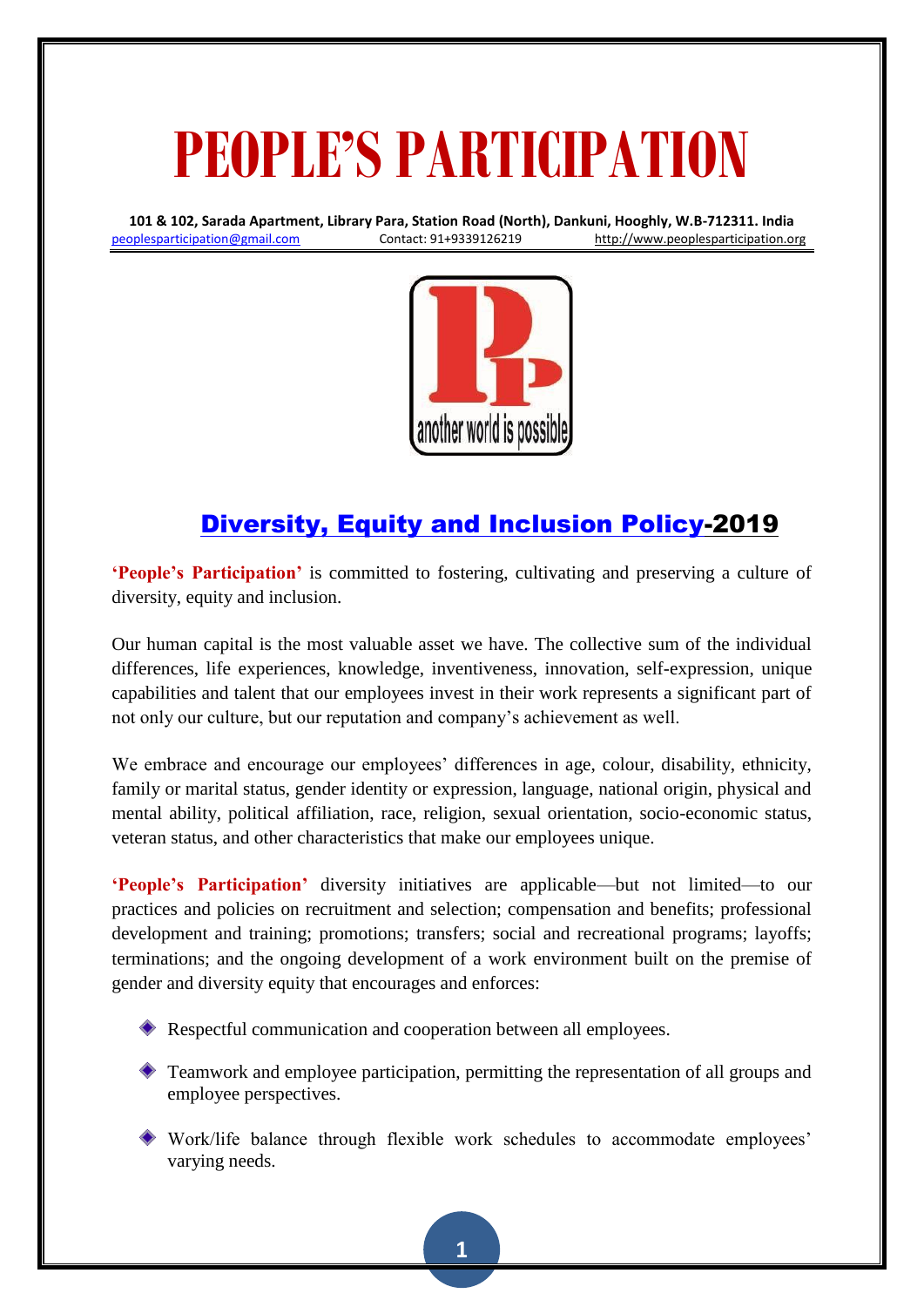# PEOPLE'S PARTICIPATION

**101 & 102, Sarada Apartment, Library Para, Station Road (North), Dankuni, Hooghly, W.B-712311. India**

peoplesparticipation@gmail.com Contact: 91+9339126219 http://www.peoplesparticipation.org

another world is possible

## Diversity, Equity and Inclusion Policy-2019

**'People's Participation'** is committed to fostering, cultivating and preserving a culture of diversity, equity and inclusion.

Our human capital is the most valuable asset we have. The collective sum of the individual differences, life experiences, knowledge, inventiveness, innovation, self-expression, unique capabilities and talent that our employees invest in their work represents a significant part of not only our culture, but our reputation and company's achievement as well.

We embrace and encourage our employees' differences in age, colour, disability, ethnicity, family or marital status, gender identity or expression, language, national origin, physical and mental ability, political affiliation, race, religion, sexual orientation, socio-economic status, veteran status, and other characteristics that make our employees unique.

**'People's Participation'** diversity initiatives are applicable—but not limited—to our practices and policies on recruitment and selection; compensation and benefits; professional development and training; promotions; transfers; social and recreational programs; layoffs; terminations; and the ongoing development of a work environment built on the premise of gender and diversity equity that encourages and enforces:

- Respectful communication and cooperation between all employees.
- Teamwork and employee participation, permitting the representation of all groups and employee perspectives.
- Work/life balance through flexible work schedules to accommodate employees' varying needs.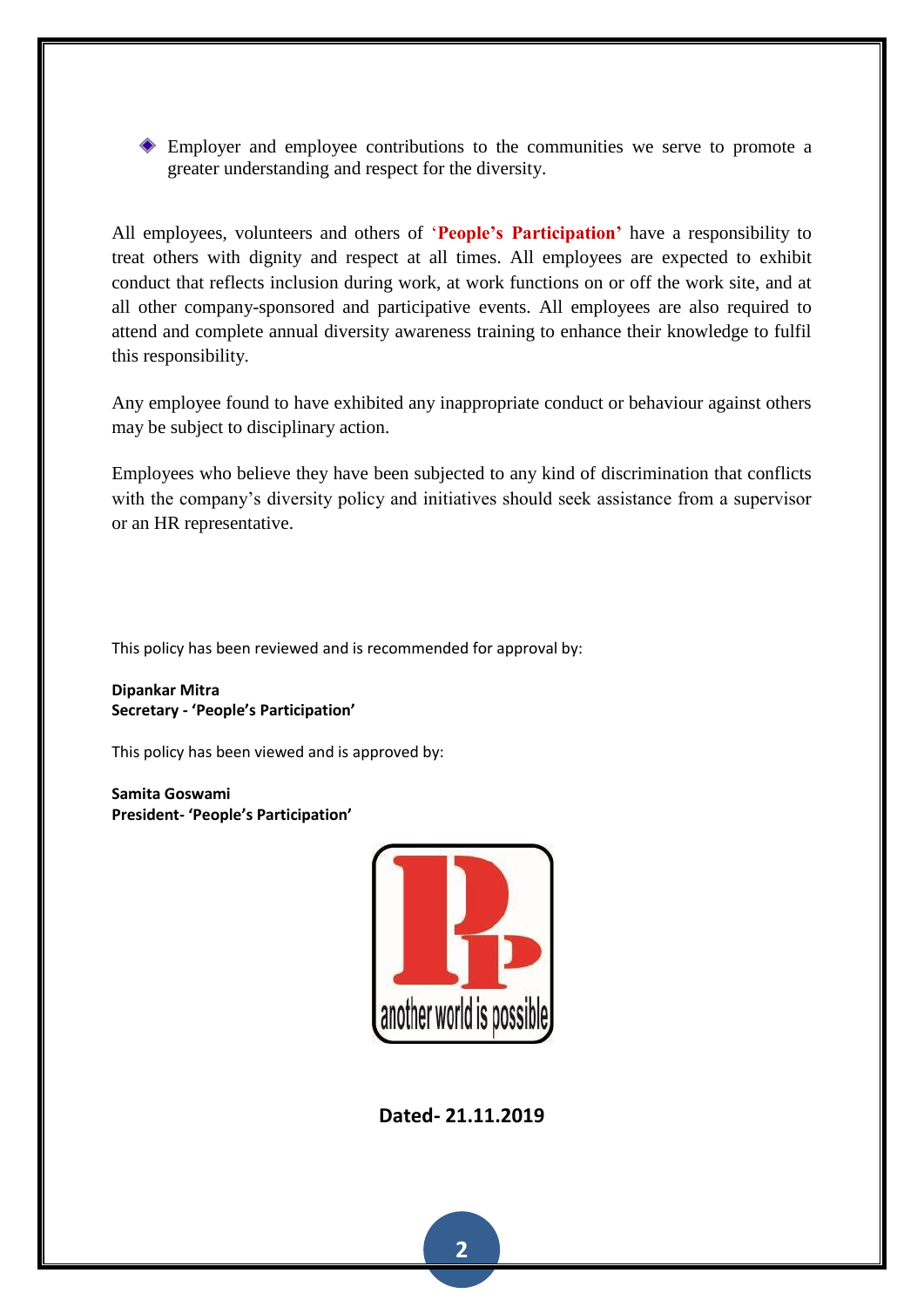- Employer and employee contributions to the communities we serve to promote a greater understanding and respect for the diversity.

All employees, volunteers and others of '**People's Participation**' have a responsibility to treat others with dignity and respect at all times. All employees are expected to exhibit conduct that reflects inclusion during work, at work functions on or off the work site, and at all other company-sponsored and participative events. All employees are also required to attend and complete annual diversity awareness training to enhance their knowledge to fulfil this responsibility.

Any employee found to have exhibited any inappropriate conduct or behaviour against others may be subject to disciplinary action.

Employees who believe they have been subjected to any kind of discrimination that conflicts with the company's diversity policy and initiatives should seek assistance from a supervisor or an HR representative.

This policy has been reviewed and is recommended for approval by:

**Dipankar Mitra**
**Secretary - 'People's Participation'**

This policy has been viewed and is approved by:

**Samita Goswami**
**President- 'People's Participation'**

PP
another world is possible

**Dated- 21.11.2019**